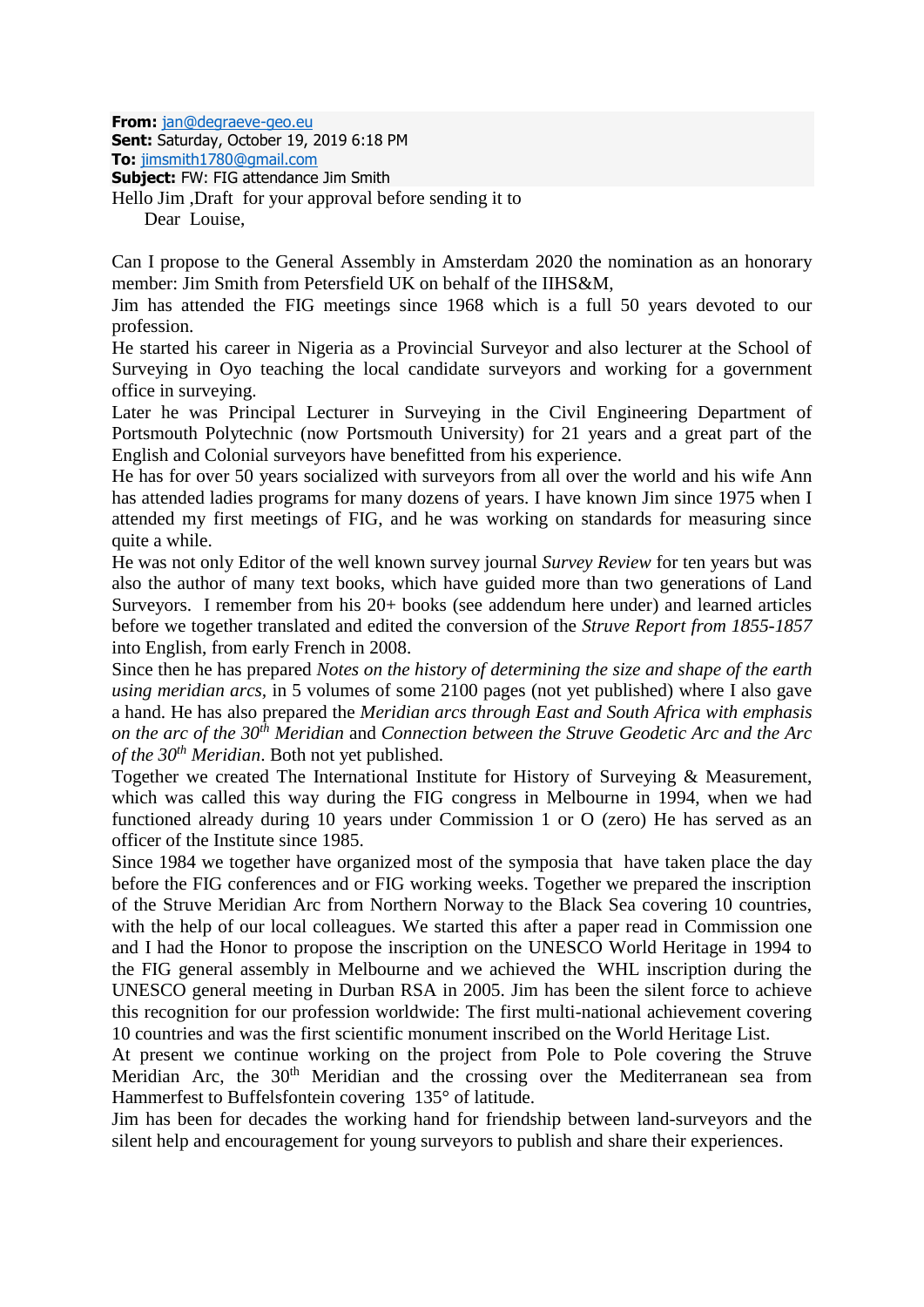**From:** jan@degraeve-geo.eu
**Sent:** Saturday, October 19, 2019 6:18 PM
**To:** jimsmith1780@gmail.com
**Subject:** FW: FIG attendance Jim Smith

Hello Jim ,Draft for your approval before sending it to

Dear Louise,

Can I propose to the General Assembly in Amsterdam 2020 the nomination as an honorary member: Jim Smith from Petersfield UK on behalf of the IIHS&M,

Jim has attended the FIG meetings since 1968 which is a full 50 years devoted to our profession.

He started his career in Nigeria as a Provincial Surveyor and also lecturer at the School of Surveying in Oyo teaching the local candidate surveyors and working for a government office in surveying.

Later he was Principal Lecturer in Surveying in the Civil Engineering Department of Portsmouth Polytechnic (now Portsmouth University) for 21 years and a great part of the English and Colonial surveyors have benefitted from his experience.

He has for over 50 years socialized with surveyors from all over the world and his wife Ann has attended ladies programs for many dozens of years. I have known Jim since 1975 when I attended my first meetings of FIG, and he was working on standards for measuring since quite a while.

He was not only Editor of the well known survey journal *Survey Review* for ten years but was also the author of many text books, which have guided more than two generations of Land Surveyors. I remember from his 20+ books (see addendum here under) and learned articles before we together translated and edited the conversion of the *Struve Report from 1855-1857* into English, from early French in 2008.

Since then he has prepared *Notes on the history of determining the size and shape of the earth using meridian arcs*, in 5 volumes of some 2100 pages (not yet published) where I also gave a hand. He has also prepared the *Meridian arcs through East and South Africa with emphasis on the arc of the 30th Meridian* and *Connection between the Struve Geodetic Arc and the Arc of the 30th Meridian*. Both not yet published.

Together we created The International Institute for History of Surveying & Measurement, which was called this way during the FIG congress in Melbourne in 1994, when we had functioned already during 10 years under Commission 1 or O (zero) He has served as an officer of the Institute since 1985.

Since 1984 we together have organized most of the symposia that have taken place the day before the FIG conferences and or FIG working weeks. Together we prepared the inscription of the Struve Meridian Arc from Northern Norway to the Black Sea covering 10 countries, with the help of our local colleagues. We started this after a paper read in Commission one and I had the Honor to propose the inscription on the UNESCO World Heritage in 1994 to the FIG general assembly in Melbourne and we achieved the WHL inscription during the UNESCO general meeting in Durban RSA in 2005. Jim has been the silent force to achieve this recognition for our profession worldwide: The first multi-national achievement covering 10 countries and was the first scientific monument inscribed on the World Heritage List.

At present we continue working on the project from Pole to Pole covering the Struve Meridian Arc, the 30th Meridian and the crossing over the Mediterranean sea from Hammerfest to Buffelsfontein covering 135° of latitude.

Jim has been for decades the working hand for friendship between land-surveyors and the silent help and encouragement for young surveyors to publish and share their experiences.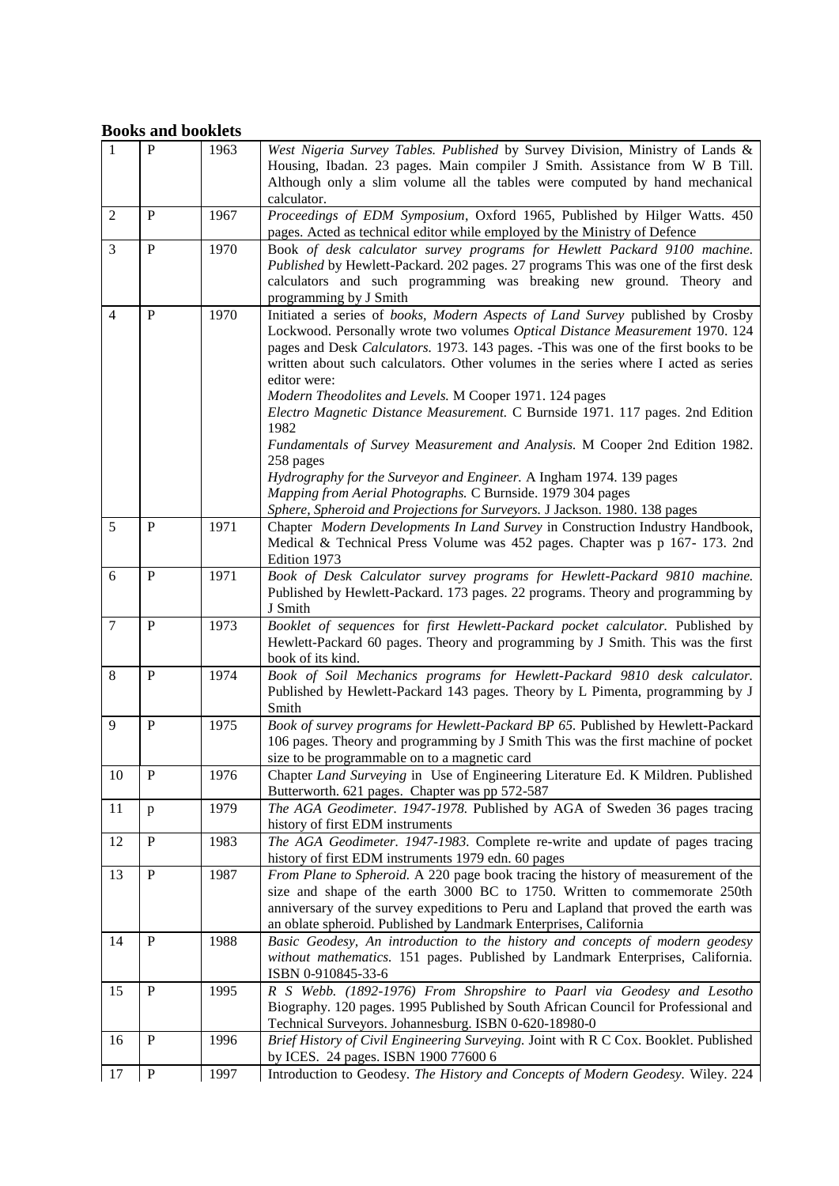## Books and booklets

| | | | |
|---|---|---|---|
| 1 | P | 1963 | *West Nigeria Survey Tables. Published* by Survey Division, Ministry of Lands & Housing, Ibadan. 23 pages. Main compiler J Smith. Assistance from W B Till. Although only a slim volume all the tables were computed by hand mechanical calculator. |
| 2 | P | 1967 | *Proceedings of EDM Symposium*, Oxford 1965, Published by Hilger Watts. 450 pages. Acted as technical editor while employed by the Ministry of Defence |
| 3 | P | 1970 | Book *of desk calculator survey programs for Hewlett Packard 9100 machine. Published* by Hewlett-Packard. 202 pages. 27 programs This was one of the first desk calculators and such programming was breaking new ground. Theory and programming by J Smith |
| 4 | P | 1970 | Initiated a series of *books, Modern Aspects of Land Survey* published by Crosby Lockwood. Personally wrote two volumes *Optical Distance Measurement* 1970. 124 pages and Desk *Calculators.* 1973. 143 pages. -This was one of the first books to be written about such calculators. Other volumes in the series where I acted as series editor were:<br>*Modern Theodolites and Levels.* M Cooper 1971. 124 pages<br>*Electro Magnetic Distance Measurement.* C Burnside 1971. 117 pages. 2nd Edition 1982<br>*Fundamentals of Survey* M*easurement and Analysis.* M Cooper 2nd Edition 1982. 258 pages<br>*Hydrography for the Surveyor and Engineer.* A Ingham 1974. 139 pages<br>*Mapping from Aerial Photographs.* C Burnside. 1979 304 pages<br>*Sphere, Spheroid and Projections for Surveyors.* J Jackson. 1980. 138 pages |
| 5 | P | 1971 | Chapter *Modern Developments In Land Survey* in Construction Industry Handbook, Medical & Technical Press Volume was 452 pages. Chapter was p 167- 173. 2nd Edition 1973 |
| 6 | P | 1971 | *Book of Desk Calculator survey programs for Hewlett-Packard 9810 machine.* Published by Hewlett-Packard. 173 pages. 22 programs. Theory and programming by J Smith |
| 7 | P | 1973 | *Booklet of sequences* for *first Hewlett-Packard pocket calculator.* Published by Hewlett-Packard 60 pages. Theory and programming by J Smith. This was the first book of its kind. |
| 8 | P | 1974 | *Book of Soil Mechanics programs for Hewlett-Packard 9810 desk calculator.* Published by Hewlett-Packard 143 pages. Theory by L Pimenta, programming by J Smith |
| 9 | P | 1975 | *Book of survey programs for Hewlett-Packard BP 65.* Published by Hewlett-Packard 106 pages. Theory and programming by J Smith This was the first machine of pocket size to be programmable on to a magnetic card |
| 10 | P | 1976 | Chapter *Land Surveying* in Use of Engineering Literature Ed. K Mildren. Published Butterworth. 621 pages. Chapter was pp 572-587 |
| 11 | p | 1979 | *The AGA Geodimeter. 1947-1978.* Published by AGA of Sweden 36 pages tracing history of first EDM instruments |
| 12 | P | 1983 | *The AGA Geodimeter. 1947-1983.* Complete re-write and update of pages tracing history of first EDM instruments 1979 edn. 60 pages |
| 13 | P | 1987 | *From Plane to Spheroid.* A 220 page book tracing the history of measurement of the size and shape of the earth 3000 BC to 1750. Written to commemorate 250th anniversary of the survey expeditions to Peru and Lapland that proved the earth was an oblate spheroid. Published by Landmark Enterprises, California |
| 14 | P | 1988 | *Basic Geodesy, An introduction to the history and concepts of modern geodesy without mathematics.* 151 pages. Published by Landmark Enterprises, California. ISBN 0-910845-33-6 |
| 15 | P | 1995 | *R S Webb. (1892-1976) From Shropshire to Paarl via Geodesy and Lesotho* Biography. 120 pages. 1995 Published by South African Council for Professional and Technical Surveyors. Johannesburg. ISBN 0-620-18980-0 |
| 16 | P | 1996 | *Brief History of Civil Engineering Surveying.* Joint with R C Cox. Booklet. Published by ICES. 24 pages. ISBN 1900 77600 6 |
| 17 | P | 1997 | Introduction to Geodesy. *The History and Concepts of Modern Geodesy.* Wiley. 224 |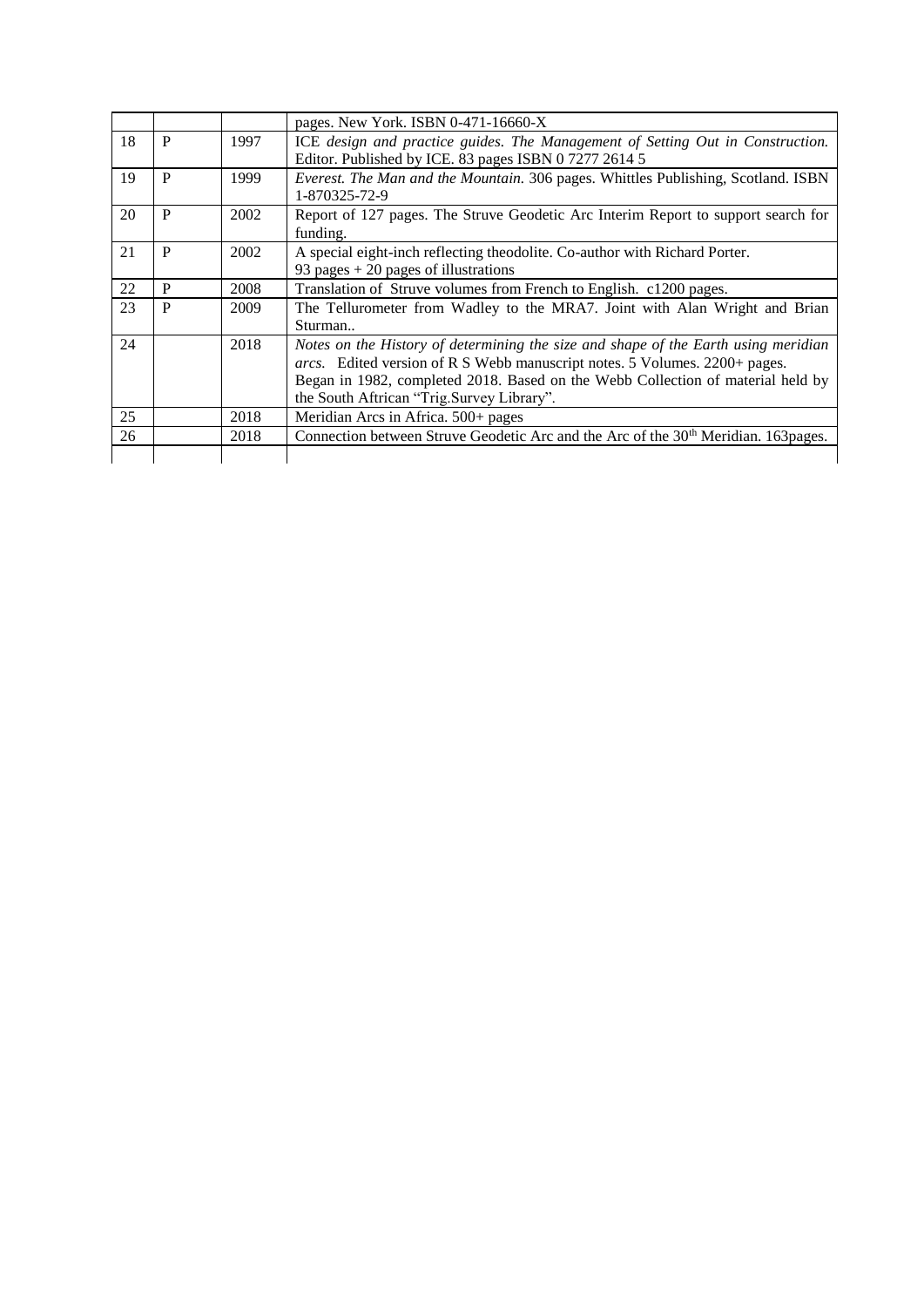| | | | |
|---|---|---|---|
| | | | pages. New York. ISBN 0-471-16660-X |
| 18 | P | 1997 | ICE *design and practice guides. The Management of Setting Out in Construction.* Editor. Published by ICE. 83 pages ISBN 0 7277 2614 5 |
| 19 | P | 1999 | *Everest. The Man and the Mountain.* 306 pages. Whittles Publishing, Scotland. ISBN 1-870325-72-9 |
| 20 | P | 2002 | Report of 127 pages. The Struve Geodetic Arc Interim Report to support search for funding. |
| 21 | P | 2002 | A special eight-inch reflecting theodolite. Co-author with Richard Porter. 93 pages + 20 pages of illustrations |
| 22 | P | 2008 | Translation of Struve volumes from French to English. c1200 pages. |
| 23 | P | 2009 | The Tellurometer from Wadley to the MRA7. Joint with Alan Wright and Brian Sturman.. |
| 24 | | 2018 | *Notes on the History of determining the size and shape of the Earth using meridian arcs.* Edited version of R S Webb manuscript notes. 5 Volumes. 2200+ pages. Began in 1982, completed 2018. Based on the Webb Collection of material held by the South Aftrican "Trig.Survey Library". |
| 25 | | 2018 | Meridian Arcs in Africa. 500+ pages |
| 26 | | 2018 | Connection between Struve Geodetic Arc and the Arc of the 30th Meridian. 163pages. |
| | | | |